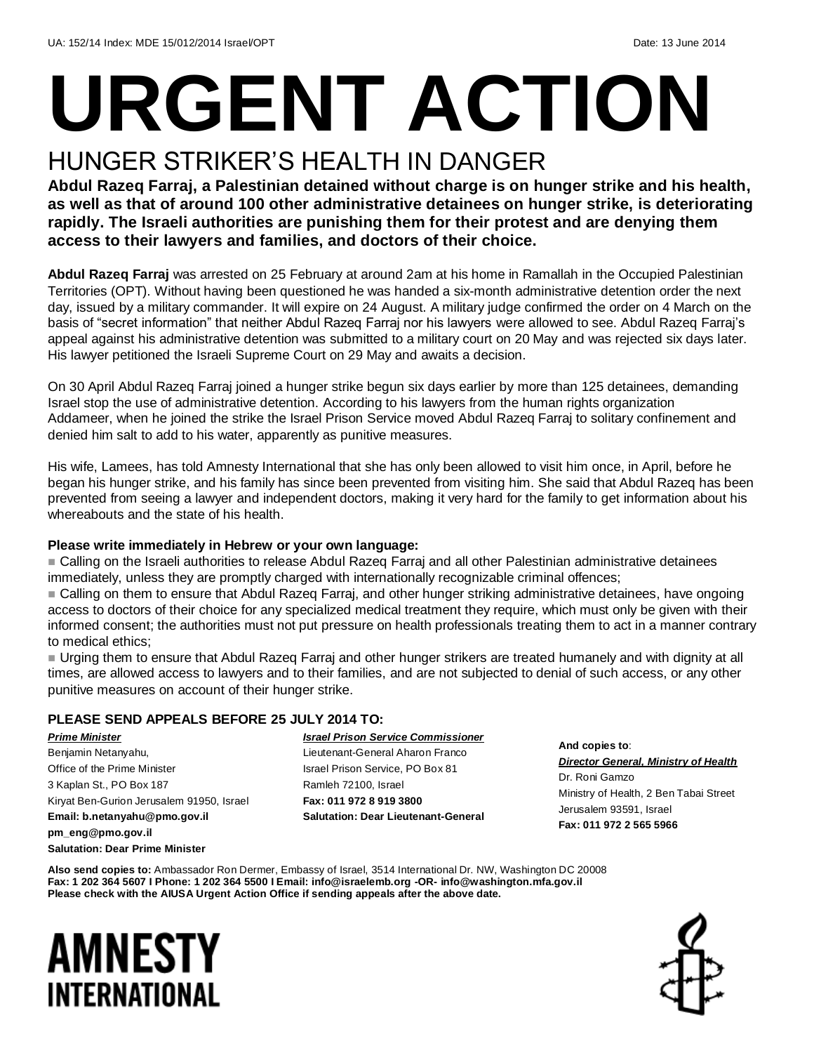UA: 152/14 Index: MDE 15/012/2014 Israel/OPT Date: 13 June 2014

# URGENT ACTION

## HUNGER STRIKER'S HEALTH IN DANGER

**Abdul Razeq Farraj, a Palestinian detained without charge is on hunger strike and his health, as well as that of around 100 other administrative detainees on hunger strike, is deteriorating rapidly. The Israeli authorities are punishing them for their protest and are denying them access to their lawyers and families, and doctors of their choice.**

**Abdul Razeq Farraj** was arrested on 25 February at around 2am at his home in Ramallah in the Occupied Palestinian Territories (OPT). Without having been questioned he was handed a six-month administrative detention order the next day, issued by a military commander. It will expire on 24 August. A military judge confirmed the order on 4 March on the basis of "secret information" that neither Abdul Razeq Farraj nor his lawyers were allowed to see. Abdul Razeq Farraj's appeal against his administrative detention was submitted to a military court on 20 May and was rejected six days later. His lawyer petitioned the Israeli Supreme Court on 29 May and awaits a decision.

On 30 April Abdul Razeq Farraj joined a hunger strike begun six days earlier by more than 125 detainees, demanding Israel stop the use of administrative detention. According to his lawyers from the human rights organization Addameer, when he joined the strike the Israel Prison Service moved Abdul Razeq Farraj to solitary confinement and denied him salt to add to his water, apparently as punitive measures.

His wife, Lamees, has told Amnesty International that she has only been allowed to visit him once, in April, before he began his hunger strike, and his family has since been prevented from visiting him. She said that Abdul Razeq has been prevented from seeing a lawyer and independent doctors, making it very hard for the family to get information about his whereabouts and the state of his health.

**Please write immediately in Hebrew or your own language:**

- Calling on the Israeli authorities to release Abdul Razeq Farraj and all other Palestinian administrative detainees immediately, unless they are promptly charged with internationally recognizable criminal offences;
- Calling on them to ensure that Abdul Razeq Farraj, and other hunger striking administrative detainees, have ongoing access to doctors of their choice for any specialized medical treatment they require, which must only be given with their informed consent; the authorities must not put pressure on health professionals treating them to act in a manner contrary to medical ethics;
- Urging them to ensure that Abdul Razeq Farraj and other hunger strikers are treated humanely and with dignity at all times, are allowed access to lawyers and to their families, and are not subjected to denial of such access, or any other punitive measures on account of their hunger strike.

**PLEASE SEND APPEALS BEFORE 25 JULY 2014 TO:**

***Prime Minister***
Benjamin Netanyahu,
Office of the Prime Minister
3 Kaplan St., PO Box 187
Kiryat Ben-Gurion Jerusalem 91950, Israel
**Email: b.netanyahu@pmo.gov.il**
**pm_eng@pmo.gov.il**
**Salutation: Dear Prime Minister**

***Israel Prison Service Commissioner***
Lieutenant-General Aharon Franco
Israel Prison Service, PO Box 81
Ramleh 72100, Israel
**Fax: 011 972 8 919 3800**
**Salutation: Dear Lieutenant-General**

**And copies to**:
***Director General, Ministry of Health***
Dr. Roni Gamzo
Ministry of Health, 2 Ben Tabai Street
Jerusalem 93591, Israel
**Fax: 011 972 2 565 5966**

**Also send copies to:** Ambassador Ron Dermer, Embassy of Israel, 3514 International Dr. NW, Washington DC 20008
**Fax: 1 202 364 5607 I Phone: 1 202 364 5500 I Email: info@israelemb.org -OR- info@washington.mfa.gov.il**
**Please check with the AIUSA Urgent Action Office if sending appeals after the above date.**

AMNESTY INTERNATIONAL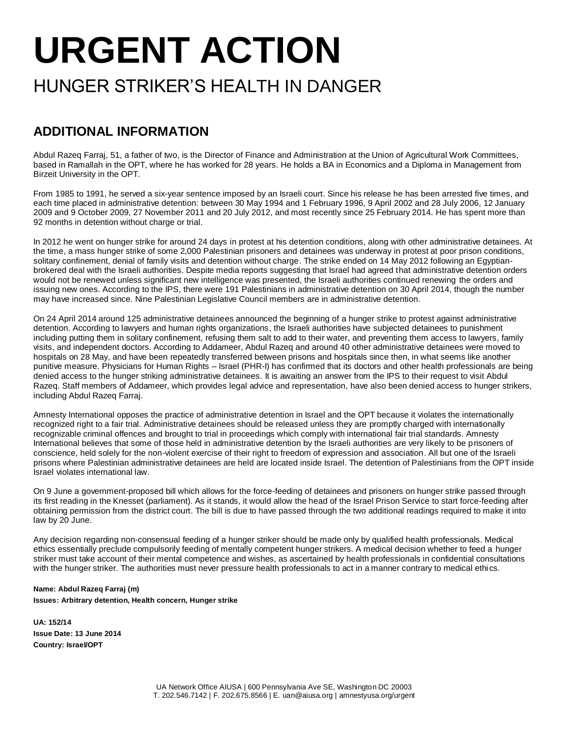# URGENT ACTION

## HUNGER STRIKER'S HEALTH IN DANGER

### ADDITIONAL INFORMATION

Abdul Razeq Farraj, 51, a father of two, is the Director of Finance and Administration at the Union of Agricultural Work Committees, based in Ramallah in the OPT, where he has worked for 28 years. He holds a BA in Economics and a Diploma in Management from Birzeit University in the OPT.

From 1985 to 1991, he served a six-year sentence imposed by an Israeli court. Since his release he has been arrested five times, and each time placed in administrative detention: between 30 May 1994 and 1 February 1996, 9 April 2002 and 28 July 2006, 12 January 2009 and 9 October 2009, 27 November 2011 and 20 July 2012, and most recently since 25 February 2014. He has spent more than 92 months in detention without charge or trial.

In 2012 he went on hunger strike for around 24 days in protest at his detention conditions, along with other administrative detainees. At the time, a mass hunger strike of some 2,000 Palestinian prisoners and detainees was underway in protest at poor prison conditions, solitary confinement, denial of family visits and detention without charge. The strike ended on 14 May 2012 following an Egyptian-brokered deal with the Israeli authorities. Despite media reports suggesting that Israel had agreed that administrative detention orders would not be renewed unless significant new intelligence was presented, the Israeli authorities continued renewing the orders and issuing new ones. According to the IPS, there were 191 Palestinians in administrative detention on 30 April 2014, though the number may have increased since. Nine Palestinian Legislative Council members are in administrative detention.

On 24 April 2014 around 125 administrative detainees announced the beginning of a hunger strike to protest against administrative detention. According to lawyers and human rights organizations, the Israeli authorities have subjected detainees to punishment including putting them in solitary confinement, refusing them salt to add to their water, and preventing them access to lawyers, family visits, and independent doctors. According to Addameer, Abdul Razeq and around 40 other administrative detainees were moved to hospitals on 28 May, and have been repeatedly transferred between prisons and hospitals since then, in what seems like another punitive measure. Physicians for Human Rights – Israel (PHR-I) has confirmed that its doctors and other health professionals are being denied access to the hunger striking administrative detainees. It is awaiting an answer from the IPS to their request to visit Abdul Razeq. Staff members of Addameer, which provides legal advice and representation, have also been denied access to hunger strikers, including Abdul Razeq Farraj.

Amnesty International opposes the practice of administrative detention in Israel and the OPT because it violates the internationally recognized right to a fair trial. Administrative detainees should be released unless they are promptly charged with internationally recognizable criminal offences and brought to trial in proceedings which comply with international fair trial standards. Amnesty International believes that some of those held in administrative detention by the Israeli authorities are very likely to be prisoners of conscience, held solely for the non-violent exercise of their right to freedom of expression and association. All but one of the Israeli prisons where Palestinian administrative detainees are held are located inside Israel. The detention of Palestinians from the OPT inside Israel violates international law.

On 9 June a government-proposed bill which allows for the force-feeding of detainees and prisoners on hunger strike passed through its first reading in the Knesset (parliament). As it stands, it would allow the head of the Israel Prison Service to start force-feeding after obtaining permission from the district court. The bill is due to have passed through the two additional readings required to make it into law by 20 June.

Any decision regarding non-consensual feeding of a hunger striker should be made only by qualified health professionals. Medical ethics essentially preclude compulsorily feeding of mentally competent hunger strikers. A medical decision whether to feed a hunger striker must take account of their mental competence and wishes, as ascertained by health professionals in confidential consultations with the hunger striker. The authorities must never pressure health professionals to act in a manner contrary to medical ethics.

**Name: Abdul Razeq Farraj (m)**

**Issues: Arbitrary detention, Health concern, Hunger strike**

**UA: 152/14**

**Issue Date: 13 June 2014**

**Country: Israel/OPT**

UA Network Office AIUSA | 600 Pennsylvania Ave SE, Washington DC 20003
T. 202.546.7142 | F. 202.675.8566 | E. uan@aiusa.org | amnestyusa.org/urgent